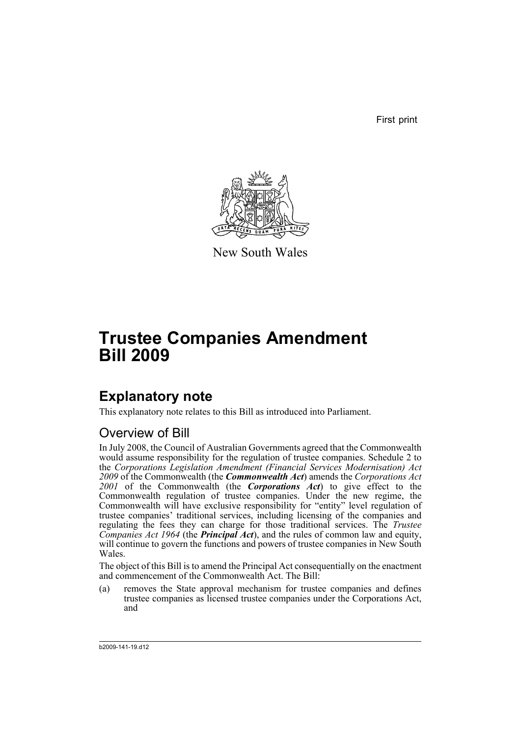First print

New South Wales

# Trustee Companies Amendment Bill 2009

## Explanatory note

This explanatory note relates to this Bill as introduced into Parliament.

### Overview of Bill

In July 2008, the Council of Australian Governments agreed that the Commonwealth would assume responsibility for the regulation of trustee companies. Schedule 2 to the *Corporations Legislation Amendment (Financial Services Modernisation) Act 2009* of the Commonwealth (the ***Commonwealth Act***) amends the *Corporations Act 2001* of the Commonwealth (the ***Corporations Act***) to give effect to the Commonwealth regulation of trustee companies. Under the new regime, the Commonwealth will have exclusive responsibility for "entity" level regulation of trustee companies' traditional services, including licensing of the companies and regulating the fees they can charge for those traditional services. The *Trustee Companies Act 1964* (the ***Principal Act***), and the rules of common law and equity, will continue to govern the functions and powers of trustee companies in New South Wales.

The object of this Bill is to amend the Principal Act consequentially on the enactment and commencement of the Commonwealth Act. The Bill:

(a) removes the State approval mechanism for trustee companies and defines trustee companies as licensed trustee companies under the Corporations Act, and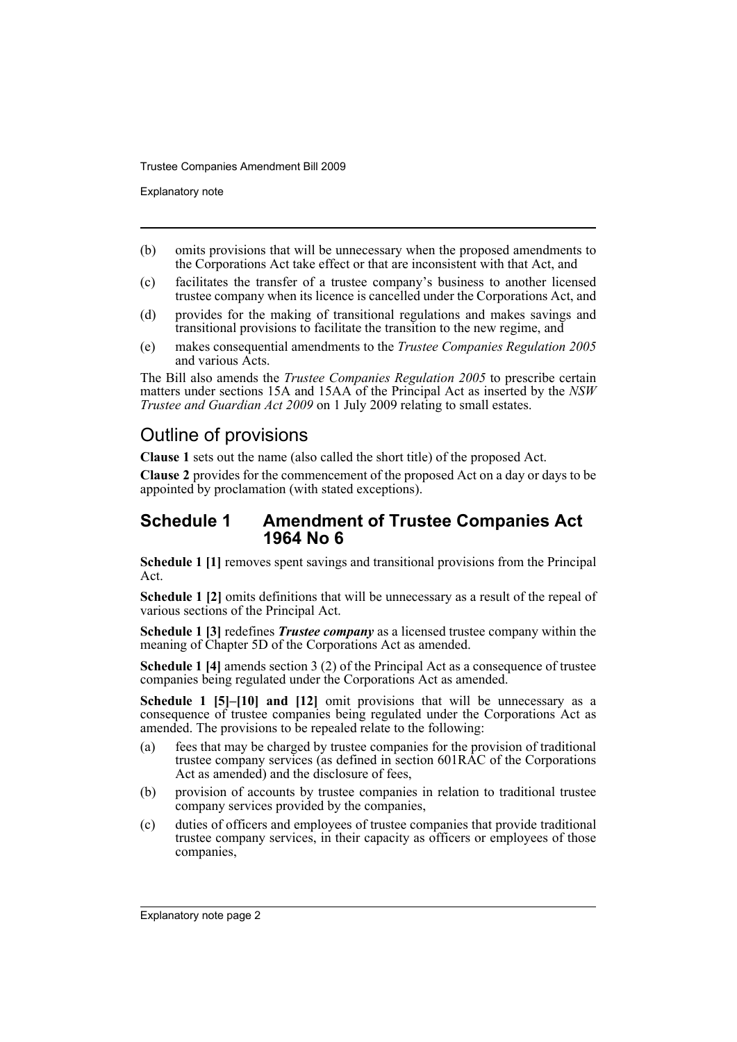(b) omits provisions that will be unnecessary when the proposed amendments to the Corporations Act take effect or that are inconsistent with that Act, and

(c) facilitates the transfer of a trustee company's business to another licensed trustee company when its licence is cancelled under the Corporations Act, and

(d) provides for the making of transitional regulations and makes savings and transitional provisions to facilitate the transition to the new regime, and

(e) makes consequential amendments to the *Trustee Companies Regulation 2005* and various Acts.

The Bill also amends the *Trustee Companies Regulation 2005* to prescribe certain matters under sections 15A and 15AA of the Principal Act as inserted by the *NSW Trustee and Guardian Act 2009* on 1 July 2009 relating to small estates.

## Outline of provisions

**Clause 1** sets out the name (also called the short title) of the proposed Act.

**Clause 2** provides for the commencement of the proposed Act on a day or days to be appointed by proclamation (with stated exceptions).

### Schedule 1 Amendment of Trustee Companies Act 1964 No 6

**Schedule 1 [1]** removes spent savings and transitional provisions from the Principal Act.

**Schedule 1 [2]** omits definitions that will be unnecessary as a result of the repeal of various sections of the Principal Act.

**Schedule 1 [3]** redefines ***Trustee company*** as a licensed trustee company within the meaning of Chapter 5D of the Corporations Act as amended.

**Schedule 1 [4]** amends section 3 (2) of the Principal Act as a consequence of trustee companies being regulated under the Corporations Act as amended.

**Schedule 1 [5]–[10] and [12]** omit provisions that will be unnecessary as a consequence of trustee companies being regulated under the Corporations Act as amended. The provisions to be repealed relate to the following:

(a) fees that may be charged by trustee companies for the provision of traditional trustee company services (as defined in section 601RAC of the Corporations Act as amended) and the disclosure of fees,

(b) provision of accounts by trustee companies in relation to traditional trustee company services provided by the companies,

(c) duties of officers and employees of trustee companies that provide traditional trustee company services, in their capacity as officers or employees of those companies,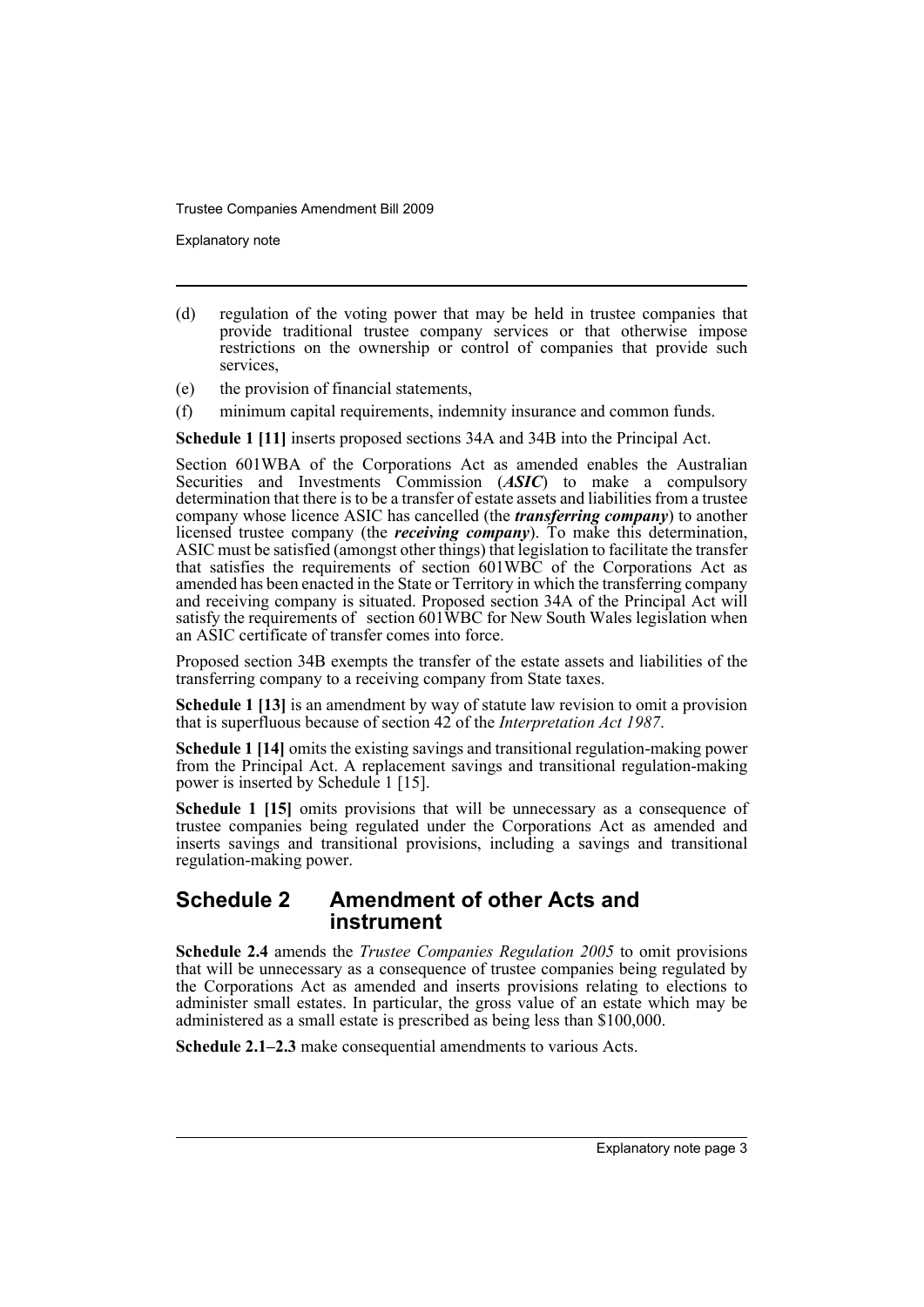(d) regulation of the voting power that may be held in trustee companies that provide traditional trustee company services or that otherwise impose restrictions on the ownership or control of companies that provide such services,

(e) the provision of financial statements,

(f) minimum capital requirements, indemnity insurance and common funds.

**Schedule 1 [11]** inserts proposed sections 34A and 34B into the Principal Act.

Section 601WBA of the Corporations Act as amended enables the Australian Securities and Investments Commission (***ASIC***) to make a compulsory determination that there is to be a transfer of estate assets and liabilities from a trustee company whose licence ASIC has cancelled (the ***transferring company***) to another licensed trustee company (the ***receiving company***). To make this determination, ASIC must be satisfied (amongst other things) that legislation to facilitate the transfer that satisfies the requirements of section 601WBC of the Corporations Act as amended has been enacted in the State or Territory in which the transferring company and receiving company is situated. Proposed section 34A of the Principal Act will satisfy the requirements of section 601WBC for New South Wales legislation when an ASIC certificate of transfer comes into force.

Proposed section 34B exempts the transfer of the estate assets and liabilities of the transferring company to a receiving company from State taxes.

**Schedule 1 [13]** is an amendment by way of statute law revision to omit a provision that is superfluous because of section 42 of the *Interpretation Act 1987*.

**Schedule 1 [14]** omits the existing savings and transitional regulation-making power from the Principal Act. A replacement savings and transitional regulation-making power is inserted by Schedule 1 [15].

**Schedule 1 [15]** omits provisions that will be unnecessary as a consequence of trustee companies being regulated under the Corporations Act as amended and inserts savings and transitional provisions, including a savings and transitional regulation-making power.

## Schedule 2 Amendment of other Acts and instrument

**Schedule 2.4** amends the *Trustee Companies Regulation 2005* to omit provisions that will be unnecessary as a consequence of trustee companies being regulated by the Corporations Act as amended and inserts provisions relating to elections to administer small estates. In particular, the gross value of an estate which may be administered as a small estate is prescribed as being less than $100,000.

**Schedule 2.1–2.3** make consequential amendments to various Acts.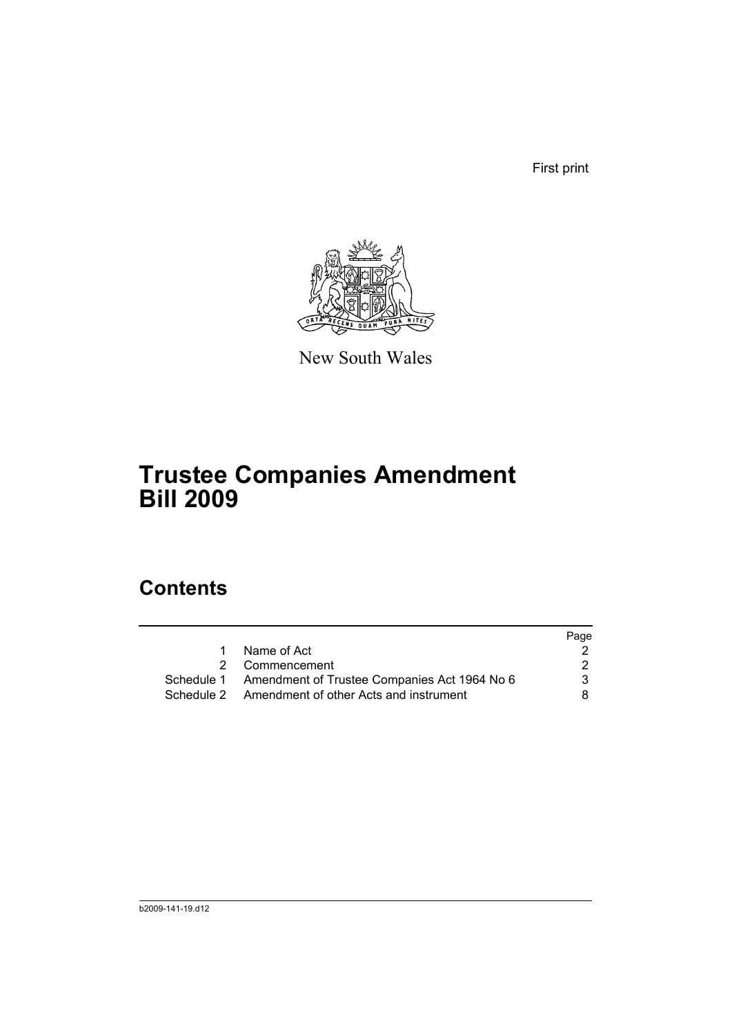First print

New South Wales

# Trustee Companies Amendment Bill 2009

## Contents

| | | Page |
|---|---|---|
| 1 | Name of Act | 2 |
| 2 | Commencement | 2 |
| Schedule 1 | Amendment of Trustee Companies Act 1964 No 6 | 3 |
| Schedule 2 | Amendment of other Acts and instrument | 8 |

b2009-141-19.d12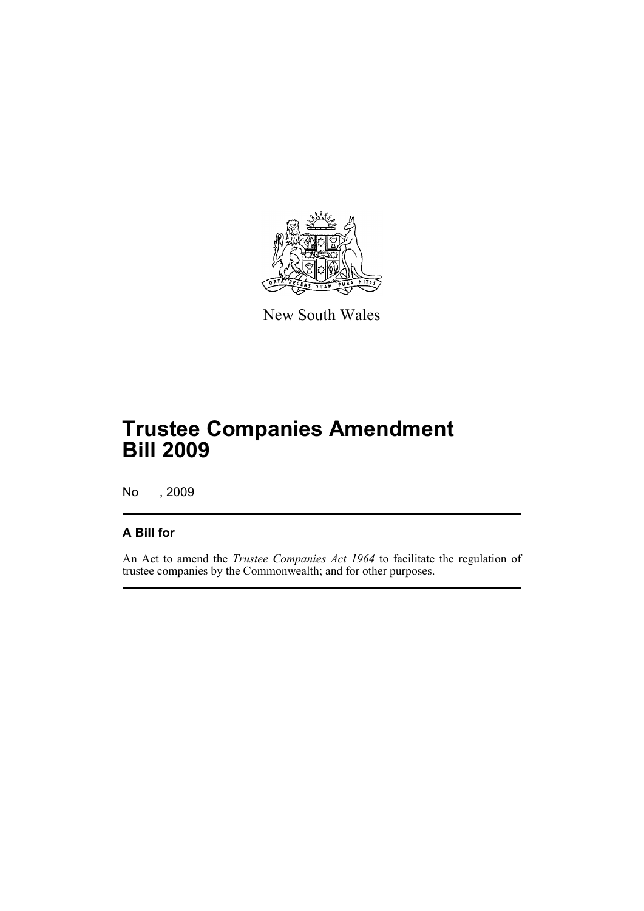New South Wales

# Trustee Companies Amendment Bill 2009

No , 2009

## A Bill for

An Act to amend the *Trustee Companies Act 1964* to facilitate the regulation of trustee companies by the Commonwealth; and for other purposes.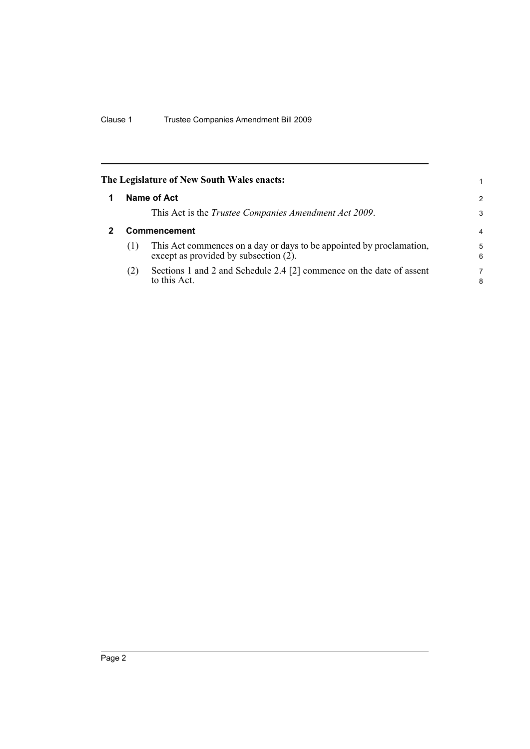**The Legislature of New South Wales enacts:**

## 1 Name of Act

This Act is the *Trustee Companies Amendment Act 2009*.

## 2 Commencement

(1) This Act commences on a day or days to be appointed by proclamation, except as provided by subsection (2).

(2) Sections 1 and 2 and Schedule 2.4 [2] commence on the date of assent to this Act.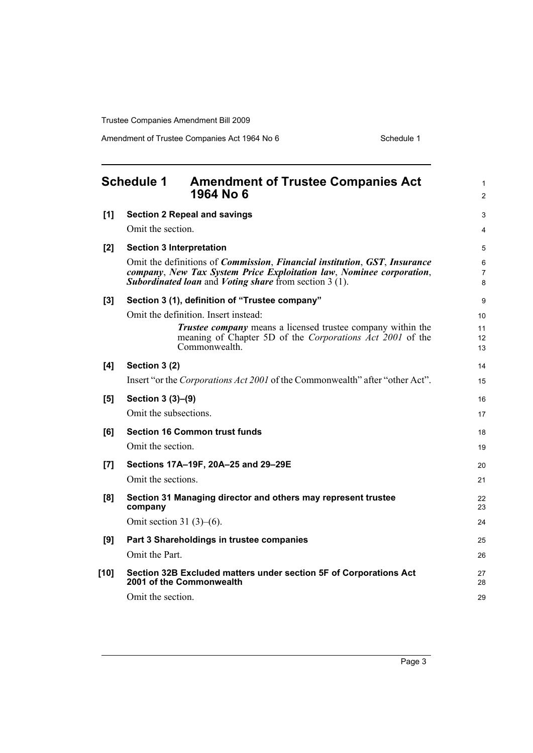## Schedule 1 Amendment of Trustee Companies Act 1964 No 6

**[1] Section 2 Repeal and savings**

Omit the section.

**[2] Section 3 Interpretation**

Omit the definitions of ***Commission***, ***Financial institution***, ***GST***, ***Insurance company***, ***New Tax System Price Exploitation law***, ***Nominee corporation***, ***Subordinated loan*** and ***Voting share*** from section 3 (1).

**[3] Section 3 (1), definition of "Trustee company"**

Omit the definition. Insert instead:

> ***Trustee company*** means a licensed trustee company within the meaning of Chapter 5D of the *Corporations Act 2001* of the Commonwealth.

**[4] Section 3 (2)**

Insert "or the *Corporations Act 2001* of the Commonwealth" after "other Act".

**[5] Section 3 (3)–(9)**

Omit the subsections.

**[6] Section 16 Common trust funds**

Omit the section.

**[7] Sections 17A–19F, 20A–25 and 29–29E**

Omit the sections.

**[8] Section 31 Managing director and others may represent trustee company**

Omit section 31 (3)–(6).

**[9] Part 3 Shareholdings in trustee companies**

Omit the Part.

**[10] Section 32B Excluded matters under section 5F of Corporations Act 2001 of the Commonwealth**

Omit the section.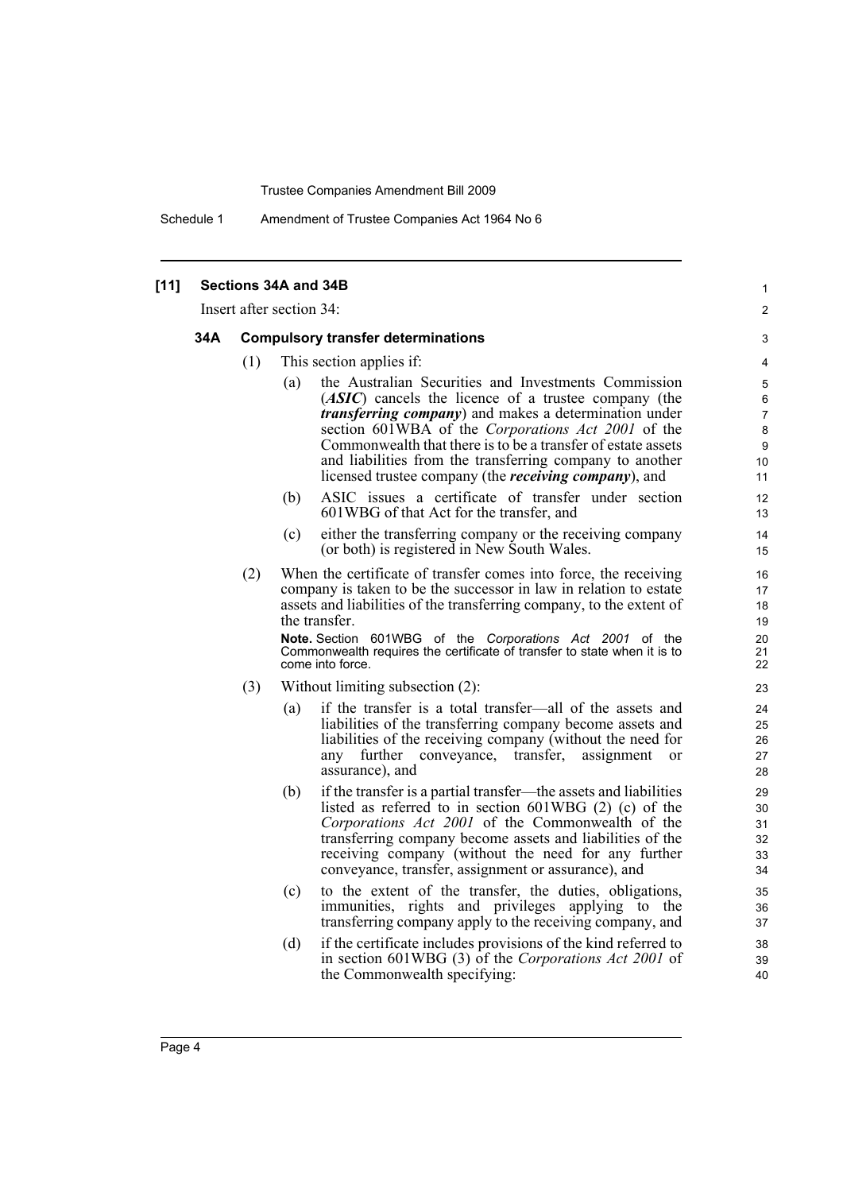**[11] Sections 34A and 34B**

Insert after section 34:

**34A Compulsory transfer determinations**

(1) This section applies if:

(a) the Australian Securities and Investments Commission (***ASIC***) cancels the licence of a trustee company (the ***transferring company***) and makes a determination under section 601WBA of the *Corporations Act 2001* of the Commonwealth that there is to be a transfer of estate assets and liabilities from the transferring company to another licensed trustee company (the ***receiving company***), and

(b) ASIC issues a certificate of transfer under section 601WBG of that Act for the transfer, and

(c) either the transferring company or the receiving company (or both) is registered in New South Wales.

(2) When the certificate of transfer comes into force, the receiving company is taken to be the successor in law in relation to estate assets and liabilities of the transferring company, to the extent of the transfer.

**Note.** Section 601WBG of the *Corporations Act 2001* of the Commonwealth requires the certificate of transfer to state when it is to come into force.

(3) Without limiting subsection (2):

(a) if the transfer is a total transfer—all of the assets and liabilities of the transferring company become assets and liabilities of the receiving company (without the need for any further conveyance, transfer, assignment or assurance), and

(b) if the transfer is a partial transfer—the assets and liabilities listed as referred to in section 601WBG (2) (c) of the *Corporations Act 2001* of the Commonwealth of the transferring company become assets and liabilities of the receiving company (without the need for any further conveyance, transfer, assignment or assurance), and

(c) to the extent of the transfer, the duties, obligations, immunities, rights and privileges applying to the transferring company apply to the receiving company, and

(d) if the certificate includes provisions of the kind referred to in section 601WBG (3) of the *Corporations Act 2001* of the Commonwealth specifying: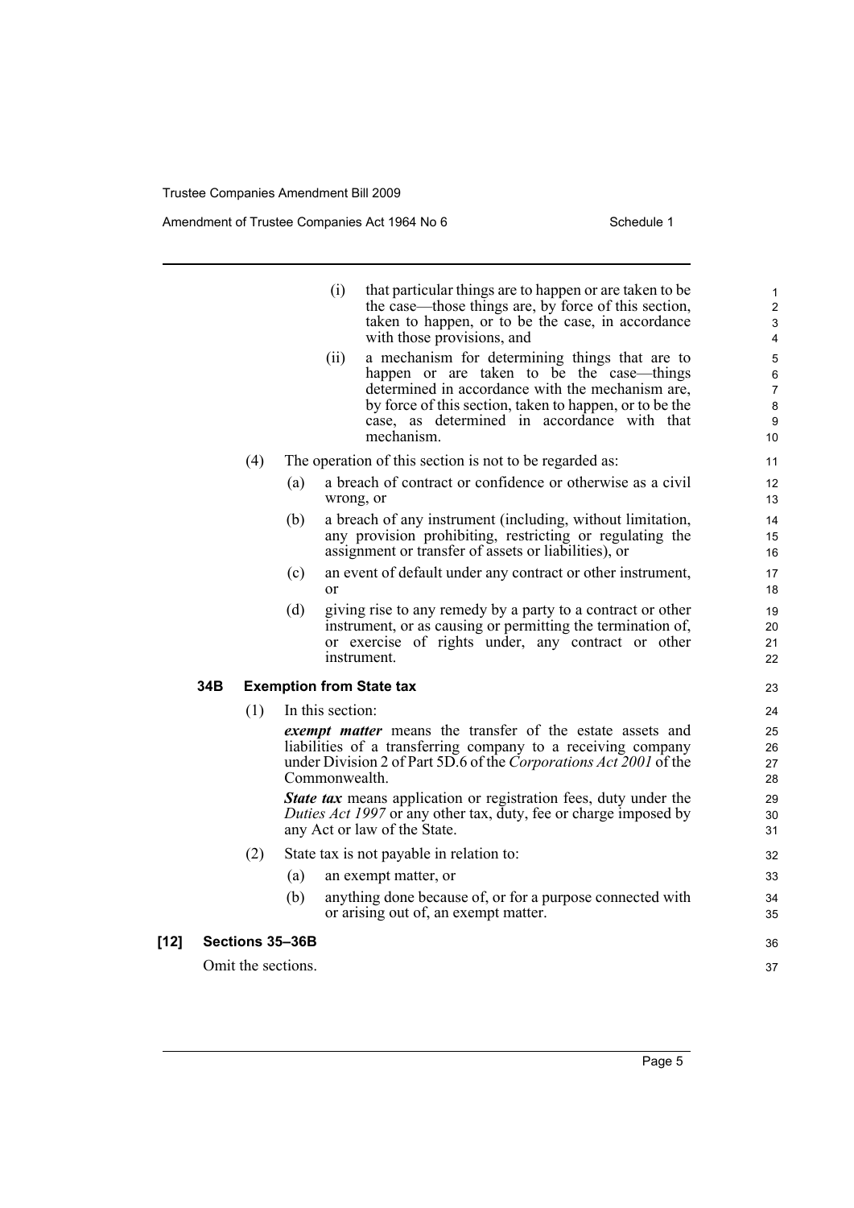(i) that particular things are to happen or are taken to be the case—those things are, by force of this section, taken to happen, or to be the case, in accordance with those provisions, and

(ii) a mechanism for determining things that are to happen or are taken to be the case—things determined in accordance with the mechanism are, by force of this section, taken to happen, or to be the case, as determined in accordance with that mechanism.

(4) The operation of this section is not to be regarded as:

(a) a breach of contract or confidence or otherwise as a civil wrong, or

(b) a breach of any instrument (including, without limitation, any provision prohibiting, restricting or regulating the assignment or transfer of assets or liabilities), or

(c) an event of default under any contract or other instrument, or

(d) giving rise to any remedy by a party to a contract or other instrument, or as causing or permitting the termination of, or exercise of rights under, any contract or other instrument.

### 34B Exemption from State tax

(1) In this section:

***exempt matter*** means the transfer of the estate assets and liabilities of a transferring company to a receiving company under Division 2 of Part 5D.6 of the *Corporations Act 2001* of the Commonwealth.

***State tax*** means application or registration fees, duty under the *Duties Act 1997* or any other tax, duty, fee or charge imposed by any Act or law of the State.

(2) State tax is not payable in relation to:

(a) an exempt matter, or

(b) anything done because of, or for a purpose connected with or arising out of, an exempt matter.

## [12] Sections 35–36B

Omit the sections.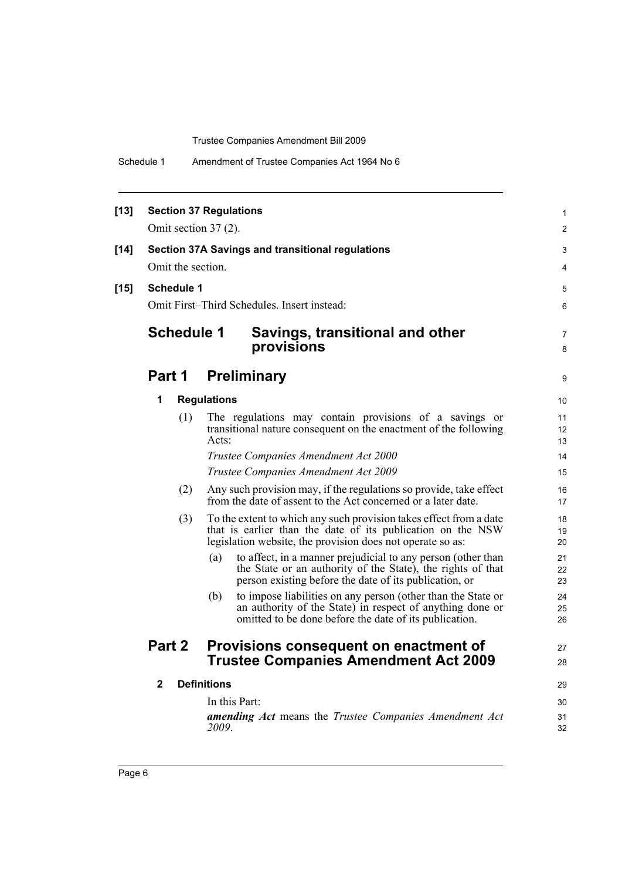**[13] Section 37 Regulations**

Omit section 37 (2).

**[14] Section 37A Savings and transitional regulations**

Omit the section.

**[15] Schedule 1**

Omit First–Third Schedules. Insert instead:

# Schedule 1 Savings, transitional and other provisions

## Part 1 Preliminary

### 1 Regulations

(1) The regulations may contain provisions of a savings or transitional nature consequent on the enactment of the following Acts:

*Trustee Companies Amendment Act 2000*

*Trustee Companies Amendment Act 2009*

(2) Any such provision may, if the regulations so provide, take effect from the date of assent to the Act concerned or a later date.

(3) To the extent to which any such provision takes effect from a date that is earlier than the date of its publication on the NSW legislation website, the provision does not operate so as:

(a) to affect, in a manner prejudicial to any person (other than the State or an authority of the State), the rights of that person existing before the date of its publication, or

(b) to impose liabilities on any person (other than the State or an authority of the State) in respect of anything done or omitted to be done before the date of its publication.

## Part 2 Provisions consequent on enactment of Trustee Companies Amendment Act 2009

### 2 Definitions

In this Part:

***amending Act*** means the *Trustee Companies Amendment Act 2009*.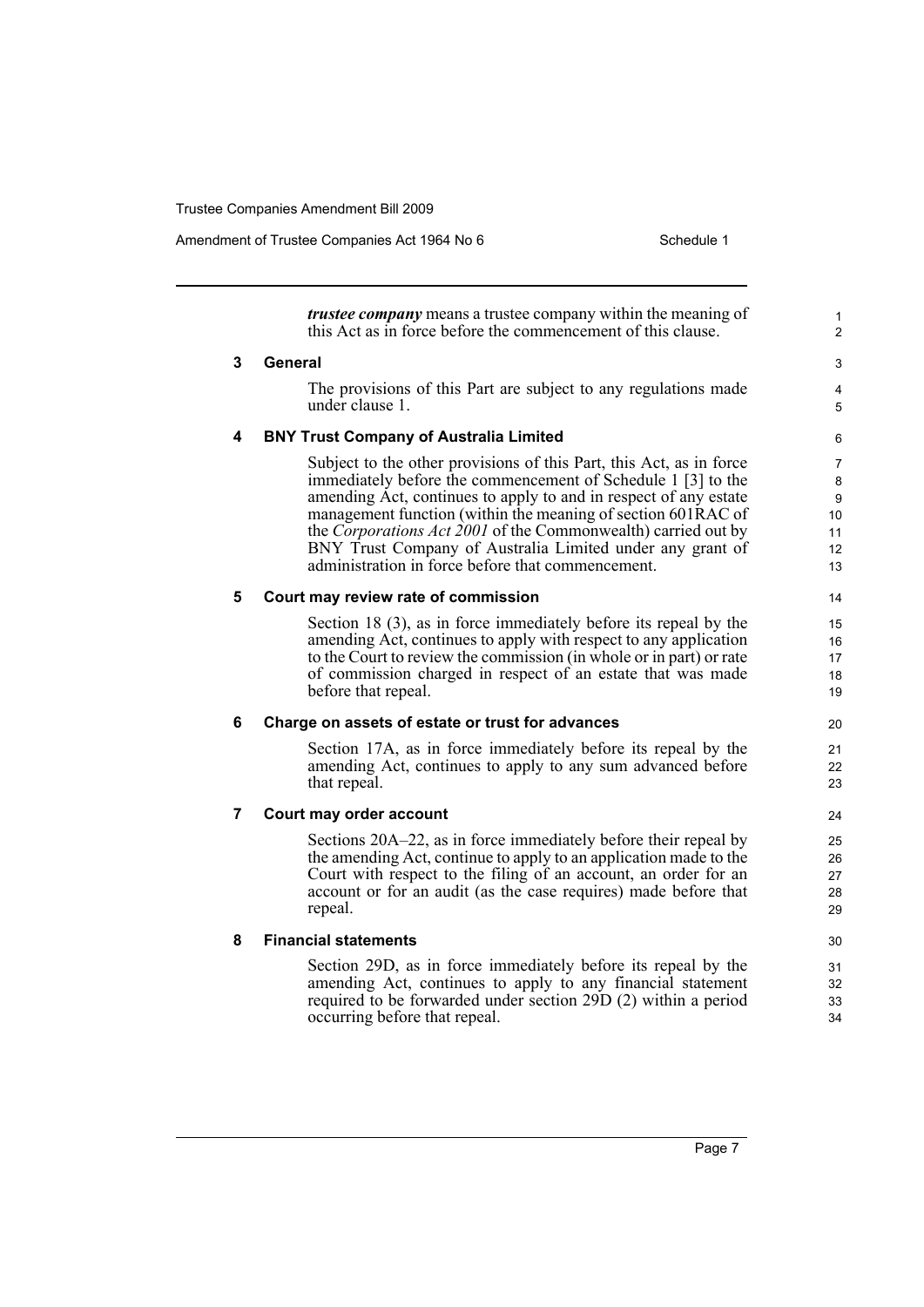***trustee company*** means a trustee company within the meaning of this Act as in force before the commencement of this clause.

### 3 General

The provisions of this Part are subject to any regulations made under clause 1.

### 4 BNY Trust Company of Australia Limited

Subject to the other provisions of this Part, this Act, as in force immediately before the commencement of Schedule 1 [3] to the amending Act, continues to apply to and in respect of any estate management function (within the meaning of section 601RAC of the *Corporations Act 2001* of the Commonwealth) carried out by BNY Trust Company of Australia Limited under any grant of administration in force before that commencement.

### 5 Court may review rate of commission

Section 18 (3), as in force immediately before its repeal by the amending Act, continues to apply with respect to any application to the Court to review the commission (in whole or in part) or rate of commission charged in respect of an estate that was made before that repeal.

### 6 Charge on assets of estate or trust for advances

Section 17A, as in force immediately before its repeal by the amending Act, continues to apply to any sum advanced before that repeal.

### 7 Court may order account

Sections 20A–22, as in force immediately before their repeal by the amending Act, continue to apply to an application made to the Court with respect to the filing of an account, an order for an account or for an audit (as the case requires) made before that repeal.

### 8 Financial statements

Section 29D, as in force immediately before its repeal by the amending Act, continues to apply to any financial statement required to be forwarded under section 29D (2) within a period occurring before that repeal.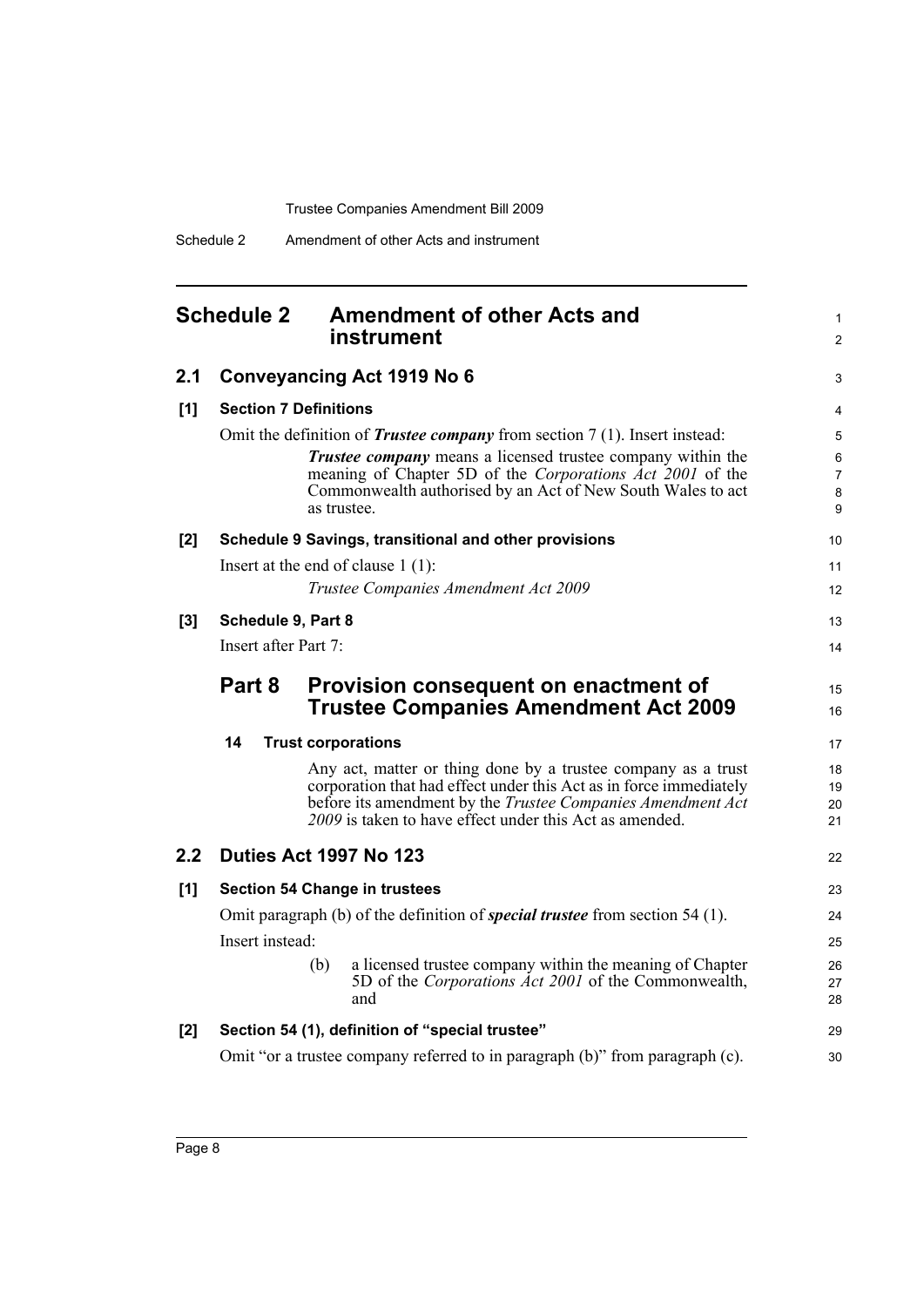## Schedule 2 Amendment of other Acts and instrument

### 2.1 Conveyancing Act 1919 No 6

**[1] Section 7 Definitions**

Omit the definition of ***Trustee company*** from section 7 (1). Insert instead:

> ***Trustee company*** means a licensed trustee company within the meaning of Chapter 5D of the *Corporations Act 2001* of the Commonwealth authorised by an Act of New South Wales to act as trustee.

**[2] Schedule 9 Savings, transitional and other provisions**

Insert at the end of clause 1 (1):

> *Trustee Companies Amendment Act 2009*

**[3] Schedule 9, Part 8**

Insert after Part 7:

> ## Part 8 Provision consequent on enactment of Trustee Companies Amendment Act 2009
>
> **14 Trust corporations**
>
> Any act, matter or thing done by a trustee company as a trust corporation that had effect under this Act as in force immediately before its amendment by the *Trustee Companies Amendment Act 2009* is taken to have effect under this Act as amended.

### 2.2 Duties Act 1997 No 123

**[1] Section 54 Change in trustees**

Omit paragraph (b) of the definition of ***special trustee*** from section 54 (1).

Insert instead:

> (b) a licensed trustee company within the meaning of Chapter 5D of the *Corporations Act 2001* of the Commonwealth, and

**[2] Section 54 (1), definition of "special trustee"**

Omit "or a trustee company referred to in paragraph (b)" from paragraph (c).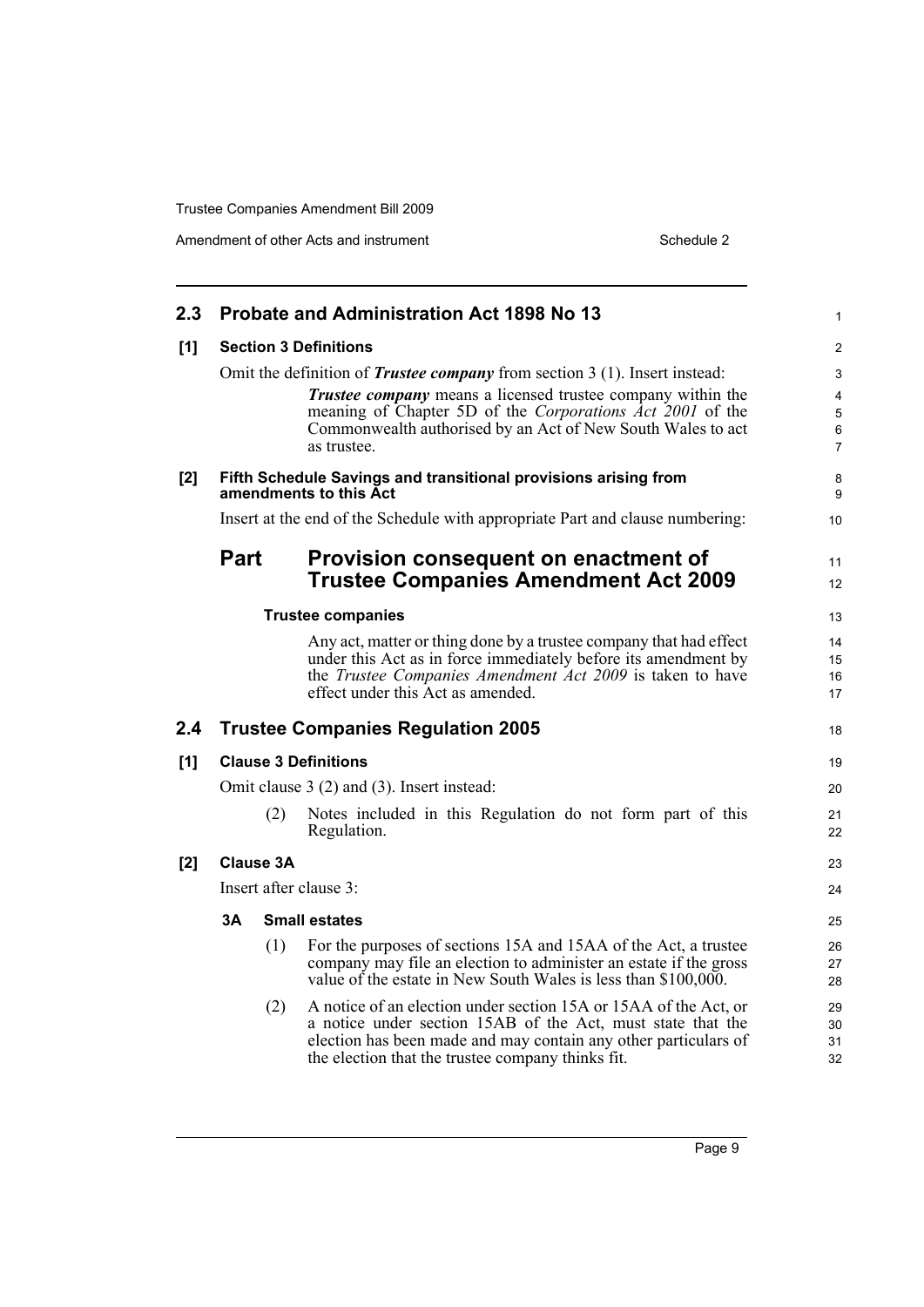## 2.3 Probate and Administration Act 1898 No 13

### [1] Section 3 Definitions

Omit the definition of ***Trustee company*** from section 3 (1). Insert instead:

> ***Trustee company*** means a licensed trustee company within the meaning of Chapter 5D of the *Corporations Act 2001* of the Commonwealth authorised by an Act of New South Wales to act as trustee.

### [2] Fifth Schedule Savings and transitional provisions arising from amendments to this Act

Insert at the end of the Schedule with appropriate Part and clause numbering:

## Part Provision consequent on enactment of Trustee Companies Amendment Act 2009

**Trustee companies**

Any act, matter or thing done by a trustee company that had effect under this Act as in force immediately before its amendment by the *Trustee Companies Amendment Act 2009* is taken to have effect under this Act as amended.

## 2.4 Trustee Companies Regulation 2005

### [1] Clause 3 Definitions

Omit clause 3 (2) and (3). Insert instead:

(2) Notes included in this Regulation do not form part of this Regulation.

### [2] Clause 3A

Insert after clause 3:

**3A Small estates**

(1) For the purposes of sections 15A and 15AA of the Act, a trustee company may file an election to administer an estate if the gross value of the estate in New South Wales is less than $100,000.

(2) A notice of an election under section 15A or 15AA of the Act, or a notice under section 15AB of the Act, must state that the election has been made and may contain any other particulars of the election that the trustee company thinks fit.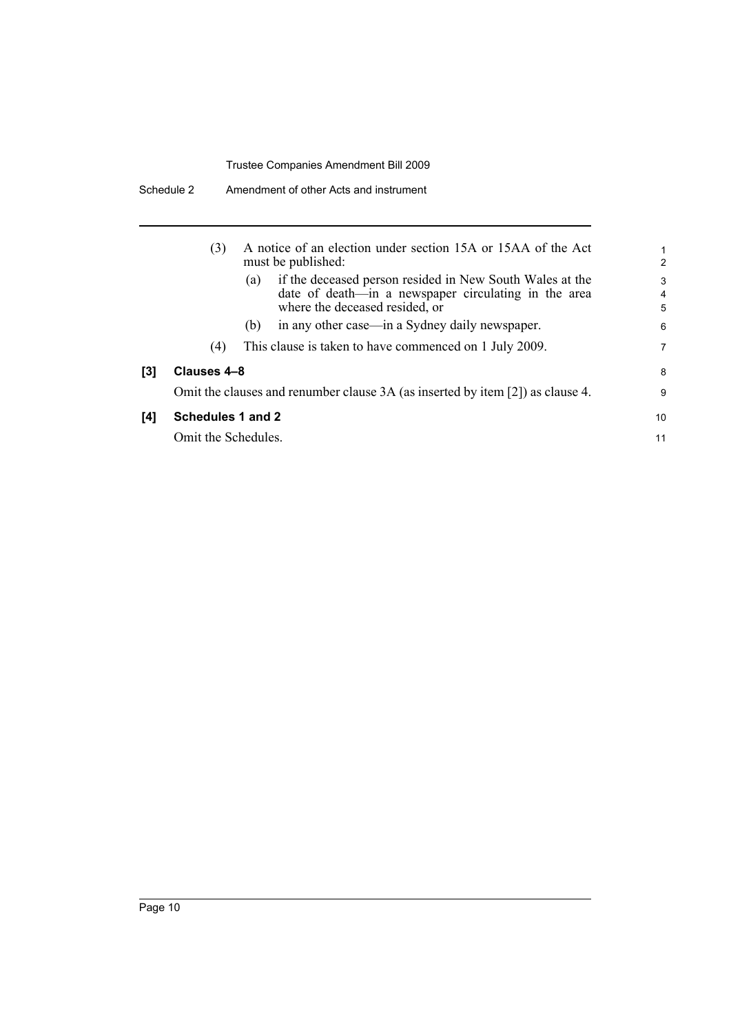(3) A notice of an election under section 15A or 15AA of the Act must be published:

(a) if the deceased person resided in New South Wales at the date of death—in a newspaper circulating in the area where the deceased resided, or

(b) in any other case—in a Sydney daily newspaper.

(4) This clause is taken to have commenced on 1 July 2009.

**[3] Clauses 4–8**

Omit the clauses and renumber clause 3A (as inserted by item [2]) as clause 4.

**[4] Schedules 1 and 2**

Omit the Schedules.